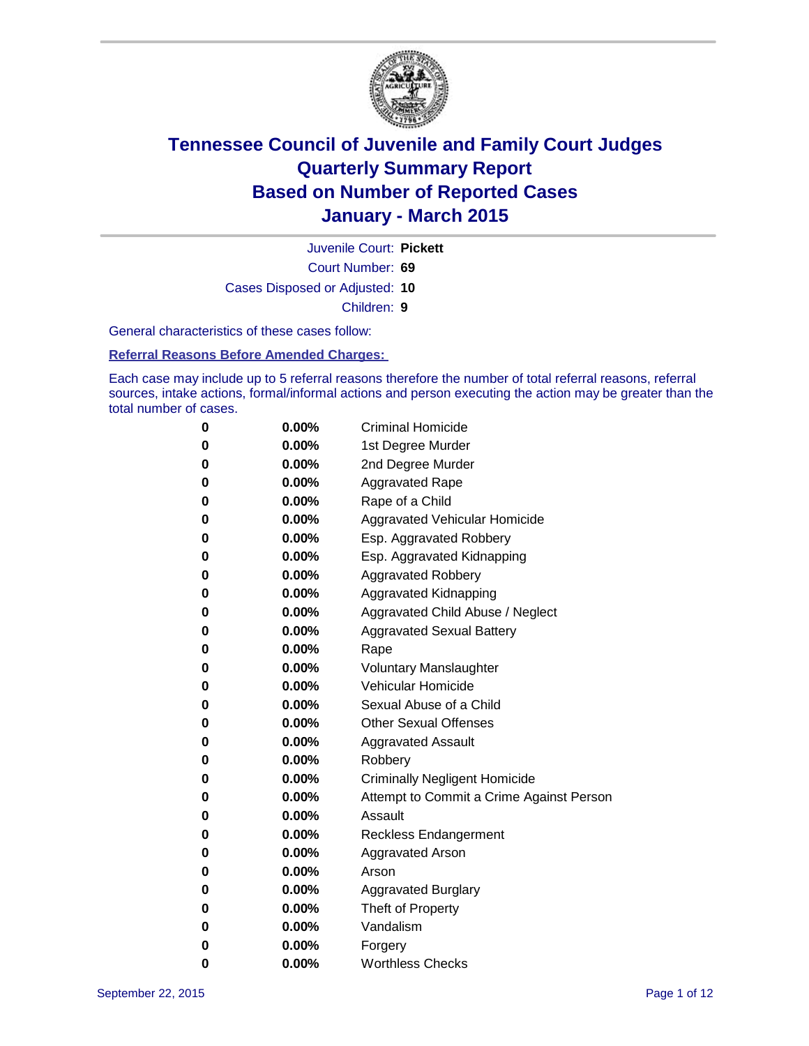# Tennessee Council of Juvenile and Family Court Judges
# Quarterly Summary Report
# Based on Number of Reported Cases
# January - March 2015

Juvenile Court: **Pickett**

Court Number: **69**

Cases Disposed or Adjusted: **10**

Children: **9**

General characteristics of these cases follow:

**Referral Reasons Before Amended Charges:**

Each case may include up to 5 referral reasons therefore the number of total referral reasons, referral sources, intake actions, formal/informal actions and person executing the action may be greater than the total number of cases.

| | | |
|---|---|---|
| 0 | 0.00% | Criminal Homicide |
| 0 | 0.00% | 1st Degree Murder |
| 0 | 0.00% | 2nd Degree Murder |
| 0 | 0.00% | Aggravated Rape |
| 0 | 0.00% | Rape of a Child |
| 0 | 0.00% | Aggravated Vehicular Homicide |
| 0 | 0.00% | Esp. Aggravated Robbery |
| 0 | 0.00% | Esp. Aggravated Kidnapping |
| 0 | 0.00% | Aggravated Robbery |
| 0 | 0.00% | Aggravated Kidnapping |
| 0 | 0.00% | Aggravated Child Abuse / Neglect |
| 0 | 0.00% | Aggravated Sexual Battery |
| 0 | 0.00% | Rape |
| 0 | 0.00% | Voluntary Manslaughter |
| 0 | 0.00% | Vehicular Homicide |
| 0 | 0.00% | Sexual Abuse of a Child |
| 0 | 0.00% | Other Sexual Offenses |
| 0 | 0.00% | Aggravated Assault |
| 0 | 0.00% | Robbery |
| 0 | 0.00% | Criminally Negligent Homicide |
| 0 | 0.00% | Attempt to Commit a Crime Against Person |
| 0 | 0.00% | Assault |
| 0 | 0.00% | Reckless Endangerment |
| 0 | 0.00% | Aggravated Arson |
| 0 | 0.00% | Arson |
| 0 | 0.00% | Aggravated Burglary |
| 0 | 0.00% | Theft of Property |
| 0 | 0.00% | Vandalism |
| 0 | 0.00% | Forgery |
| 0 | 0.00% | Worthless Checks |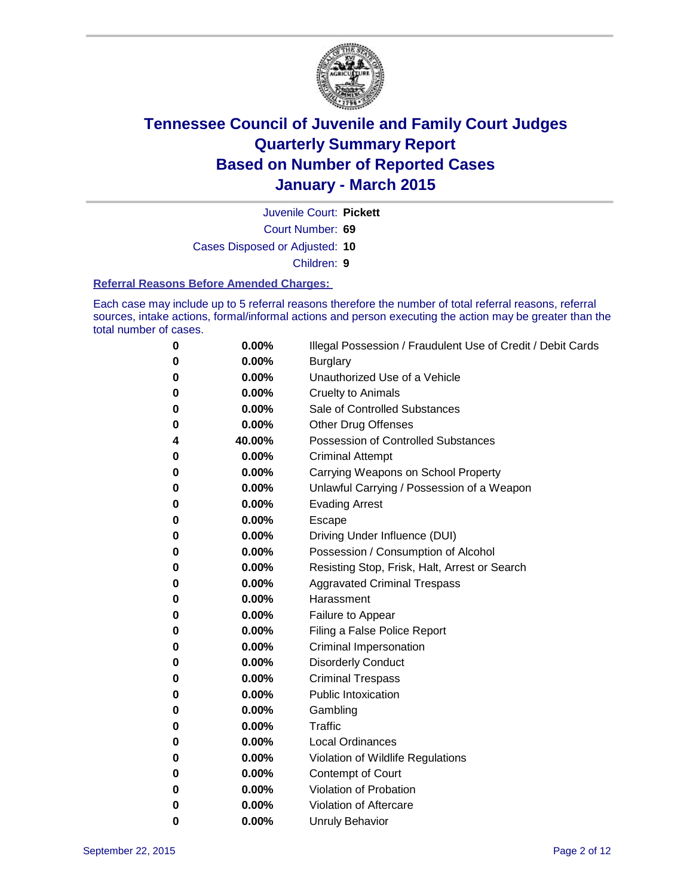# Tennessee Council of Juvenile and Family Court Judges
# Quarterly Summary Report
# Based on Number of Reported Cases
# January - March 2015

Juvenile Court: **Pickett**

Court Number: **69**

Cases Disposed or Adjusted: **10**

Children: **9**

### Referral Reasons Before Amended Charges:

Each case may include up to 5 referral reasons therefore the number of total referral reasons, referral sources, intake actions, formal/informal actions and person executing the action may be greater than the total number of cases.

| Count | Percent | Referral Reason |
|---|---|---|
| 0 | 0.00% | Illegal Possession / Fraudulent Use of Credit / Debit Cards |
| 0 | 0.00% | Burglary |
| 0 | 0.00% | Unauthorized Use of a Vehicle |
| 0 | 0.00% | Cruelty to Animals |
| 0 | 0.00% | Sale of Controlled Substances |
| 0 | 0.00% | Other Drug Offenses |
| 4 | 40.00% | Possession of Controlled Substances |
| 0 | 0.00% | Criminal Attempt |
| 0 | 0.00% | Carrying Weapons on School Property |
| 0 | 0.00% | Unlawful Carrying / Possession of a Weapon |
| 0 | 0.00% | Evading Arrest |
| 0 | 0.00% | Escape |
| 0 | 0.00% | Driving Under Influence (DUI) |
| 0 | 0.00% | Possession / Consumption of Alcohol |
| 0 | 0.00% | Resisting Stop, Frisk, Halt, Arrest or Search |
| 0 | 0.00% | Aggravated Criminal Trespass |
| 0 | 0.00% | Harassment |
| 0 | 0.00% | Failure to Appear |
| 0 | 0.00% | Filing a False Police Report |
| 0 | 0.00% | Criminal Impersonation |
| 0 | 0.00% | Disorderly Conduct |
| 0 | 0.00% | Criminal Trespass |
| 0 | 0.00% | Public Intoxication |
| 0 | 0.00% | Gambling |
| 0 | 0.00% | Traffic |
| 0 | 0.00% | Local Ordinances |
| 0 | 0.00% | Violation of Wildlife Regulations |
| 0 | 0.00% | Contempt of Court |
| 0 | 0.00% | Violation of Probation |
| 0 | 0.00% | Violation of Aftercare |
| 0 | 0.00% | Unruly Behavior |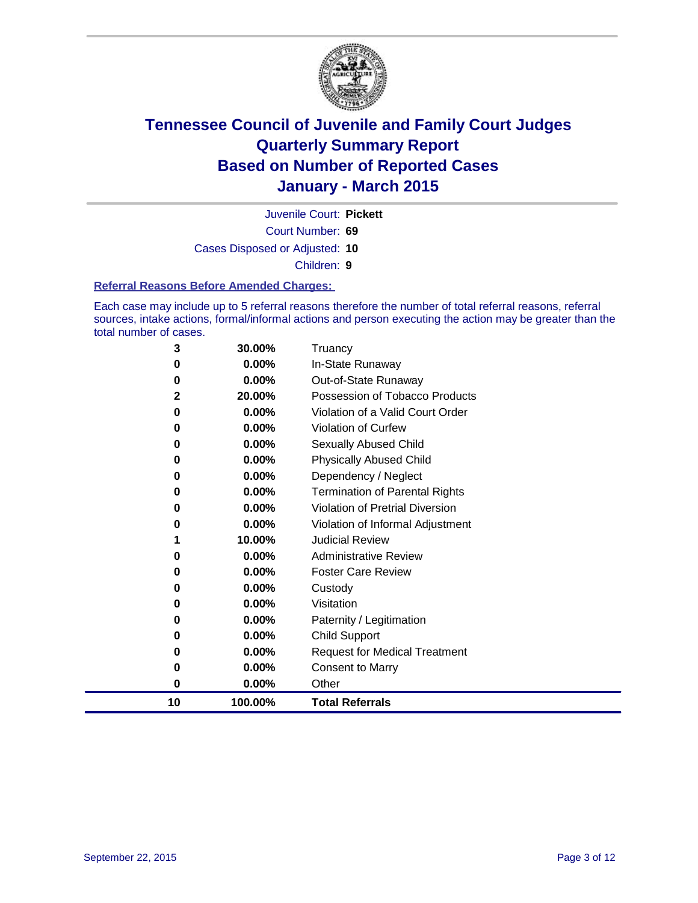# Tennessee Council of Juvenile and Family Court Judges
## Quarterly Summary Report
## Based on Number of Reported Cases
## January - March 2015

Juvenile Court: **Pickett**

Court Number: **69**

Cases Disposed or Adjusted: **10**

Children: **9**

### Referral Reasons Before Amended Charges:

Each case may include up to 5 referral reasons therefore the number of total referral reasons, referral sources, intake actions, formal/informal actions and person executing the action may be greater than the total number of cases.

| | | |
|---|---|---|
| 3 | 30.00% | Truancy |
| 0 | 0.00% | In-State Runaway |
| 0 | 0.00% | Out-of-State Runaway |
| 2 | 20.00% | Possession of Tobacco Products |
| 0 | 0.00% | Violation of a Valid Court Order |
| 0 | 0.00% | Violation of Curfew |
| 0 | 0.00% | Sexually Abused Child |
| 0 | 0.00% | Physically Abused Child |
| 0 | 0.00% | Dependency / Neglect |
| 0 | 0.00% | Termination of Parental Rights |
| 0 | 0.00% | Violation of Pretrial Diversion |
| 0 | 0.00% | Violation of Informal Adjustment |
| 1 | 10.00% | Judicial Review |
| 0 | 0.00% | Administrative Review |
| 0 | 0.00% | Foster Care Review |
| 0 | 0.00% | Custody |
| 0 | 0.00% | Visitation |
| 0 | 0.00% | Paternity / Legitimation |
| 0 | 0.00% | Child Support |
| 0 | 0.00% | Request for Medical Treatment |
| 0 | 0.00% | Consent to Marry |
| 0 | 0.00% | Other |
| **10** | **100.00%** | **Total Referrals** |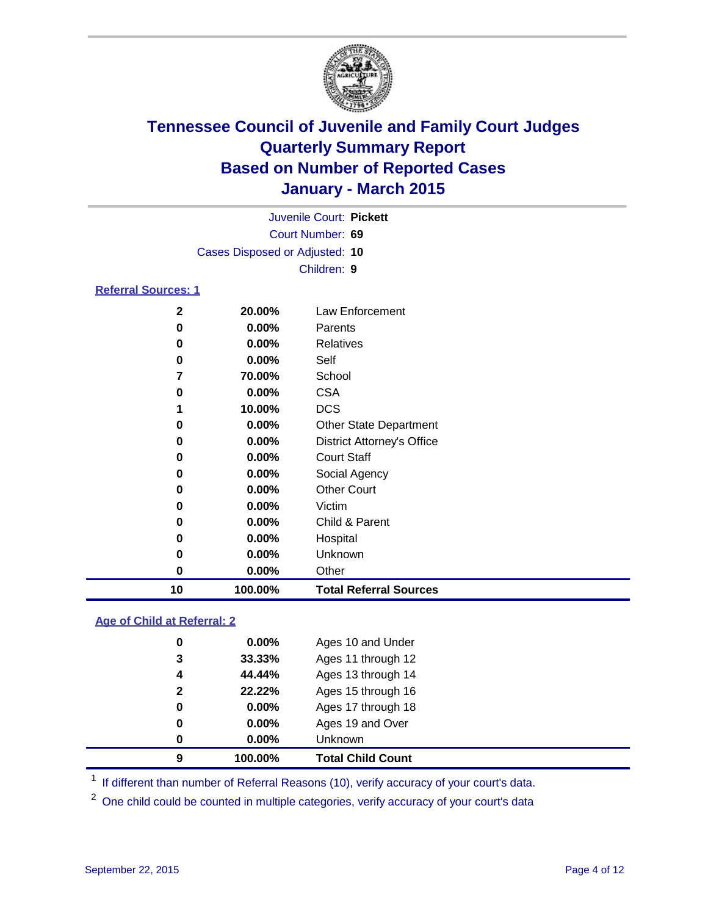# Tennessee Council of Juvenile and Family Court Judges
# Quarterly Summary Report
# Based on Number of Reported Cases
# January - March 2015

Juvenile Court: **Pickett**
Court Number: **69**
Cases Disposed or Adjusted: **10**
Children: **9**

## Referral Sources: 1

| | | |
|---|---|---|
| 2 | 20.00% | Law Enforcement |
| 0 | 0.00% | Parents |
| 0 | 0.00% | Relatives |
| 0 | 0.00% | Self |
| 7 | 70.00% | School |
| 0 | 0.00% | CSA |
| 1 | 10.00% | DCS |
| 0 | 0.00% | Other State Department |
| 0 | 0.00% | District Attorney's Office |
| 0 | 0.00% | Court Staff |
| 0 | 0.00% | Social Agency |
| 0 | 0.00% | Other Court |
| 0 | 0.00% | Victim |
| 0 | 0.00% | Child & Parent |
| 0 | 0.00% | Hospital |
| 0 | 0.00% | Unknown |
| 0 | 0.00% | Other |
| **10** | **100.00%** | **Total Referral Sources** |

## Age of Child at Referral: 2

| | | |
|---|---|---|
| 0 | 0.00% | Ages 10 and Under |
| 3 | 33.33% | Ages 11 through 12 |
| 4 | 44.44% | Ages 13 through 14 |
| 2 | 22.22% | Ages 15 through 16 |
| 0 | 0.00% | Ages 17 through 18 |
| 0 | 0.00% | Ages 19 and Over |
| 0 | 0.00% | Unknown |
| **9** | **100.00%** | **Total Child Count** |

[1] If different than number of Referral Reasons (10), verify accuracy of your court's data.

[2] One child could be counted in multiple categories, verify accuracy of your court's data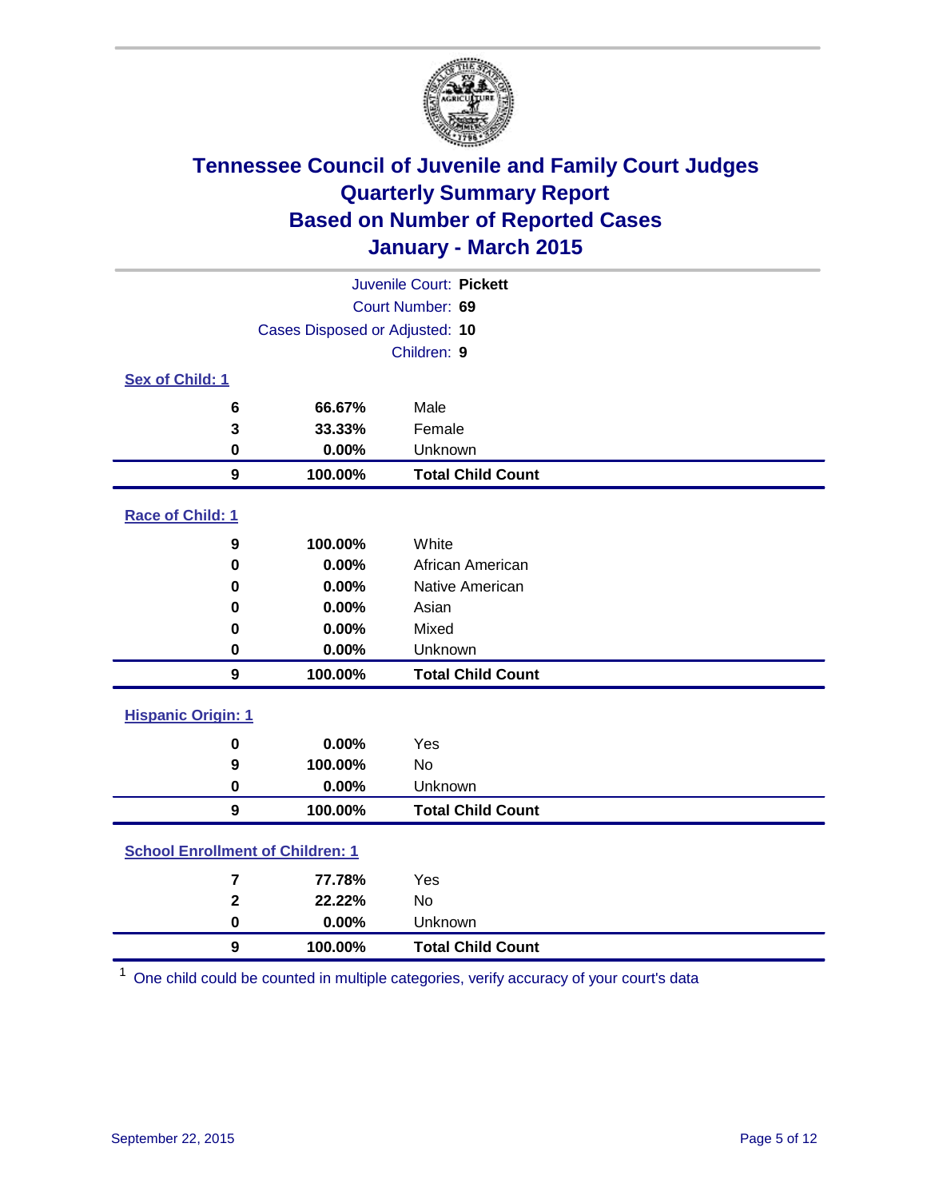# Tennessee Council of Juvenile and Family Court Judges
## Quarterly Summary Report
## Based on Number of Reported Cases
## January - March 2015

Juvenile Court: **Pickett**

Court Number: **69**

Cases Disposed or Adjusted: **10**

Children: **9**

### Sex of Child: 1

| Count | Percent | Category |
|---|---|---|
| 6 | 66.67% | Male |
| 3 | 33.33% | Female |
| 0 | 0.00% | Unknown |
| **9** | **100.00%** | **Total Child Count** |

### Race of Child: 1

| Count | Percent | Category |
|---|---|---|
| 9 | 100.00% | White |
| 0 | 0.00% | African American |
| 0 | 0.00% | Native American |
| 0 | 0.00% | Asian |
| 0 | 0.00% | Mixed |
| 0 | 0.00% | Unknown |
| **9** | **100.00%** | **Total Child Count** |

### Hispanic Origin: 1

| Count | Percent | Category |
|---|---|---|
| 0 | 0.00% | Yes |
| 9 | 100.00% | No |
| 0 | 0.00% | Unknown |
| **9** | **100.00%** | **Total Child Count** |

### School Enrollment of Children: 1

| Count | Percent | Category |
|---|---|---|
| 7 | 77.78% | Yes |
| 2 | 22.22% | No |
| 0 | 0.00% | Unknown |
| **9** | **100.00%** | **Total Child Count** |

[1] One child could be counted in multiple categories, verify accuracy of your court's data

September 22, 2015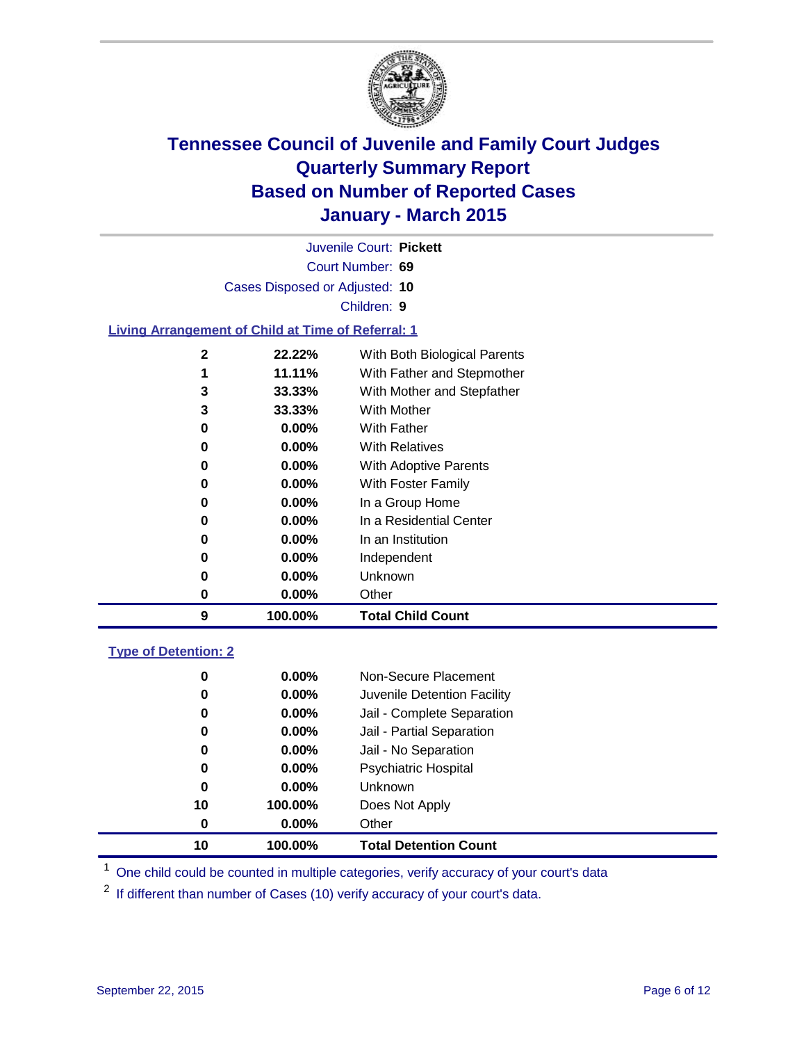# Tennessee Council of Juvenile and Family Court Judges
# Quarterly Summary Report
# Based on Number of Reported Cases
# January - March 2015

Juvenile Court: **Pickett**

Court Number: **69**

Cases Disposed or Adjusted: **10**

Children: **9**

**Living Arrangement of Child at Time of Referral: 1**

| | | |
|---|---|---|
| 2 | 22.22% | With Both Biological Parents |
| 1 | 11.11% | With Father and Stepmother |
| 3 | 33.33% | With Mother and Stepfather |
| 3 | 33.33% | With Mother |
| 0 | 0.00% | With Father |
| 0 | 0.00% | With Relatives |
| 0 | 0.00% | With Adoptive Parents |
| 0 | 0.00% | With Foster Family |
| 0 | 0.00% | In a Group Home |
| 0 | 0.00% | In a Residential Center |
| 0 | 0.00% | In an Institution |
| 0 | 0.00% | Independent |
| 0 | 0.00% | Unknown |
| 0 | 0.00% | Other |
| **9** | **100.00%** | **Total Child Count** |

**Type of Detention: 2**

| | | |
|---|---|---|
| 0 | 0.00% | Non-Secure Placement |
| 0 | 0.00% | Juvenile Detention Facility |
| 0 | 0.00% | Jail - Complete Separation |
| 0 | 0.00% | Jail - Partial Separation |
| 0 | 0.00% | Jail - No Separation |
| 0 | 0.00% | Psychiatric Hospital |
| 0 | 0.00% | Unknown |
| 10 | 100.00% | Does Not Apply |
| 0 | 0.00% | Other |
| **10** | **100.00%** | **Total Detention Count** |

[1] One child could be counted in multiple categories, verify accuracy of your court's data

[2] If different than number of Cases (10) verify accuracy of your court's data.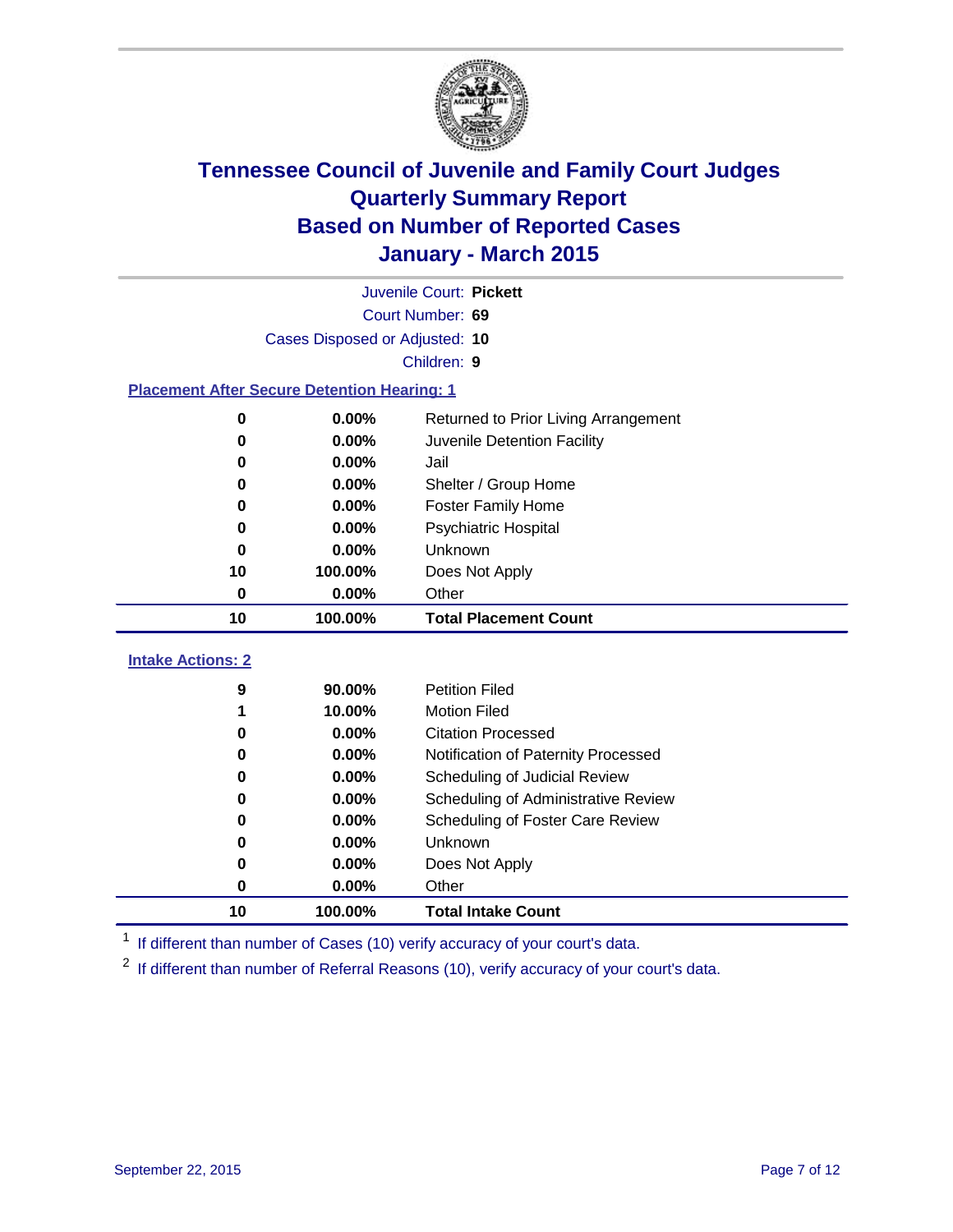# Tennessee Council of Juvenile and Family Court Judges
## Quarterly Summary Report
## Based on Number of Reported Cases
## January - March 2015

Juvenile Court: **Pickett**

Court Number: **69**

Cases Disposed or Adjusted: **10**

Children: **9**

### Placement After Secure Detention Hearing: 1

| Count | Percent | Placement |
|---|---|---|
| 0 | 0.00% | Returned to Prior Living Arrangement |
| 0 | 0.00% | Juvenile Detention Facility |
| 0 | 0.00% | Jail |
| 0 | 0.00% | Shelter / Group Home |
| 0 | 0.00% | Foster Family Home |
| 0 | 0.00% | Psychiatric Hospital |
| 0 | 0.00% | Unknown |
| 10 | 100.00% | Does Not Apply |
| 0 | 0.00% | Other |
| **10** | **100.00%** | **Total Placement Count** |

### Intake Actions: 2

| Count | Percent | Intake Action |
|---|---|---|
| 9 | 90.00% | Petition Filed |
| 1 | 10.00% | Motion Filed |
| 0 | 0.00% | Citation Processed |
| 0 | 0.00% | Notification of Paternity Processed |
| 0 | 0.00% | Scheduling of Judicial Review |
| 0 | 0.00% | Scheduling of Administrative Review |
| 0 | 0.00% | Scheduling of Foster Care Review |
| 0 | 0.00% | Unknown |
| 0 | 0.00% | Does Not Apply |
| 0 | 0.00% | Other |
| **10** | **100.00%** | **Total Intake Count** |

[1] If different than number of Cases (10) verify accuracy of your court's data.

[2] If different than number of Referral Reasons (10), verify accuracy of your court's data.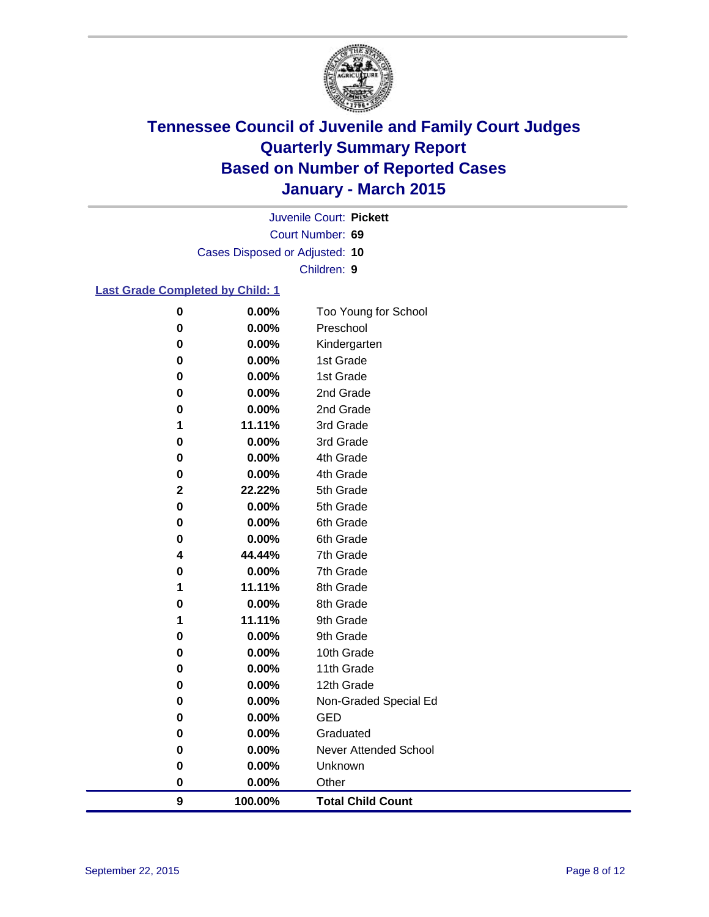# Tennessee Council of Juvenile and Family Court Judges
# Quarterly Summary Report
# Based on Number of Reported Cases
# January - March 2015

Juvenile Court: **Pickett**

Court Number: **69**

Cases Disposed or Adjusted: **10**

Children: **9**

### Last Grade Completed by Child: 1

| Count | Percent | Grade |
|---|---|---|
| 0 | 0.00% | Too Young for School |
| 0 | 0.00% | Preschool |
| 0 | 0.00% | Kindergarten |
| 0 | 0.00% | 1st Grade |
| 0 | 0.00% | 1st Grade |
| 0 | 0.00% | 2nd Grade |
| 0 | 0.00% | 2nd Grade |
| 1 | 11.11% | 3rd Grade |
| 0 | 0.00% | 3rd Grade |
| 0 | 0.00% | 4th Grade |
| 0 | 0.00% | 4th Grade |
| 2 | 22.22% | 5th Grade |
| 0 | 0.00% | 5th Grade |
| 0 | 0.00% | 6th Grade |
| 0 | 0.00% | 6th Grade |
| 4 | 44.44% | 7th Grade |
| 0 | 0.00% | 7th Grade |
| 1 | 11.11% | 8th Grade |
| 0 | 0.00% | 8th Grade |
| 1 | 11.11% | 9th Grade |
| 0 | 0.00% | 9th Grade |
| 0 | 0.00% | 10th Grade |
| 0 | 0.00% | 11th Grade |
| 0 | 0.00% | 12th Grade |
| 0 | 0.00% | Non-Graded Special Ed |
| 0 | 0.00% | GED |
| 0 | 0.00% | Graduated |
| 0 | 0.00% | Never Attended School |
| 0 | 0.00% | Unknown |
| 0 | 0.00% | Other |
| **9** | **100.00%** | **Total Child Count** |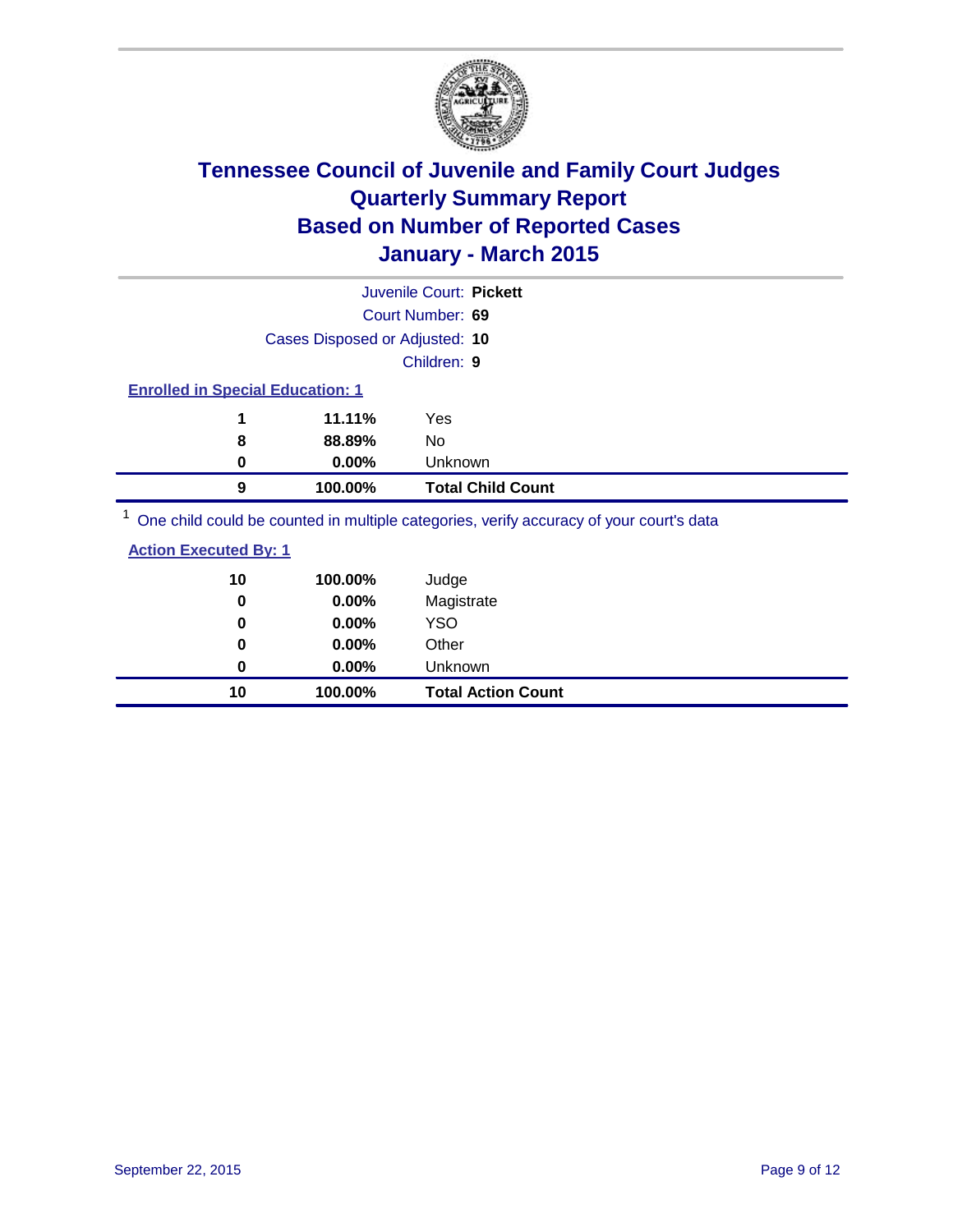# Tennessee Council of Juvenile and Family Court Judges
## Quarterly Summary Report
## Based on Number of Reported Cases
## January - March 2015

Juvenile Court: **Pickett**

Court Number: **69**

Cases Disposed or Adjusted: **10**

Children: **9**

**Enrolled in Special Education: 1**

| Count | Percent | Category |
|---|---|---|
| **1** | **11.11%** | Yes |
| **8** | **88.89%** | No |
| **0** | **0.00%** | Unknown |
| **9** | **100.00%** | **Total Child Count** |

[1] One child could be counted in multiple categories, verify accuracy of your court's data

**Action Executed By: 1**

| Count | Percent | Category |
|---|---|---|
| **10** | **100.00%** | Judge |
| **0** | **0.00%** | Magistrate |
| **0** | **0.00%** | YSO |
| **0** | **0.00%** | Other |
| **0** | **0.00%** | Unknown |
| **10** | **100.00%** | **Total Action Count** |

September 22, 2015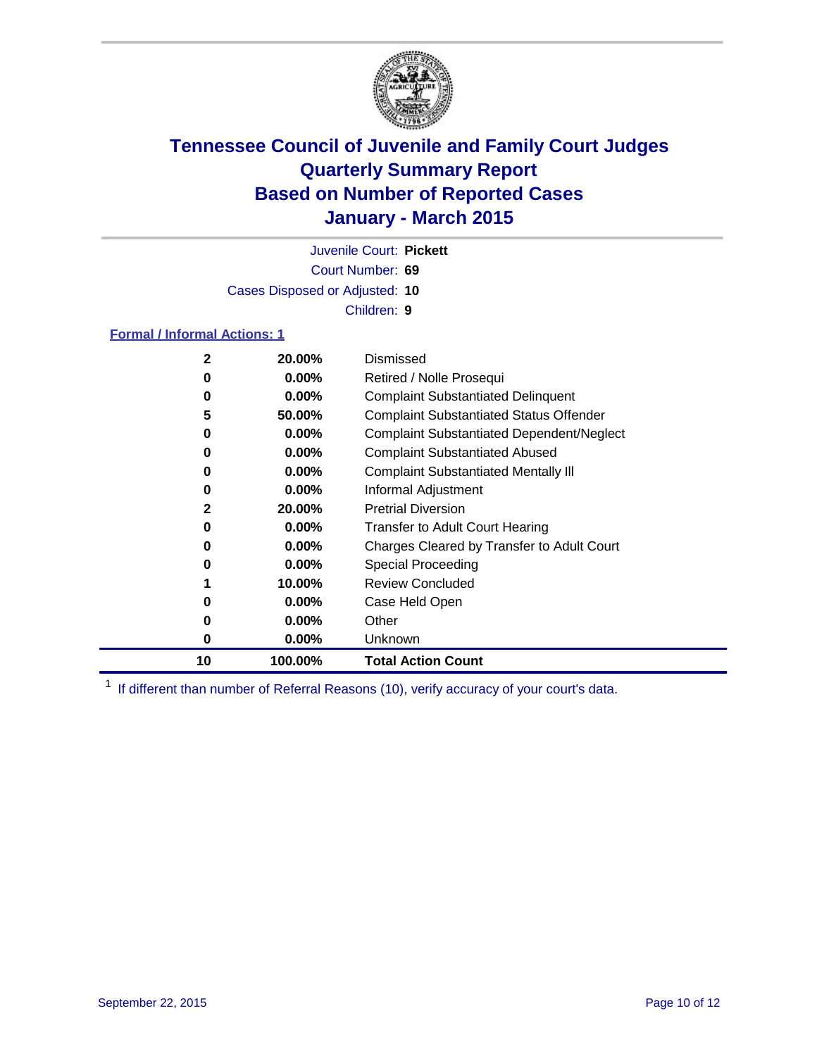# Tennessee Council of Juvenile and Family Court Judges
# Quarterly Summary Report
# Based on Number of Reported Cases
# January - March 2015

Juvenile Court: **Pickett**

Court Number: **69**

Cases Disposed or Adjusted: **10**

Children: **9**

**Formal / Informal Actions: 1**

| Count | Percent | Action |
|---|---|---|
| 2 | 20.00% | Dismissed |
| 0 | 0.00% | Retired / Nolle Prosequi |
| 0 | 0.00% | Complaint Substantiated Delinquent |
| 5 | 50.00% | Complaint Substantiated Status Offender |
| 0 | 0.00% | Complaint Substantiated Dependent/Neglect |
| 0 | 0.00% | Complaint Substantiated Abused |
| 0 | 0.00% | Complaint Substantiated Mentally Ill |
| 0 | 0.00% | Informal Adjustment |
| 2 | 20.00% | Pretrial Diversion |
| 0 | 0.00% | Transfer to Adult Court Hearing |
| 0 | 0.00% | Charges Cleared by Transfer to Adult Court |
| 0 | 0.00% | Special Proceeding |
| 1 | 10.00% | Review Concluded |
| 0 | 0.00% | Case Held Open |
| 0 | 0.00% | Other |
| 0 | 0.00% | Unknown |
| **10** | **100.00%** | **Total Action Count** |

[1] If different than number of Referral Reasons (10), verify accuracy of your court's data.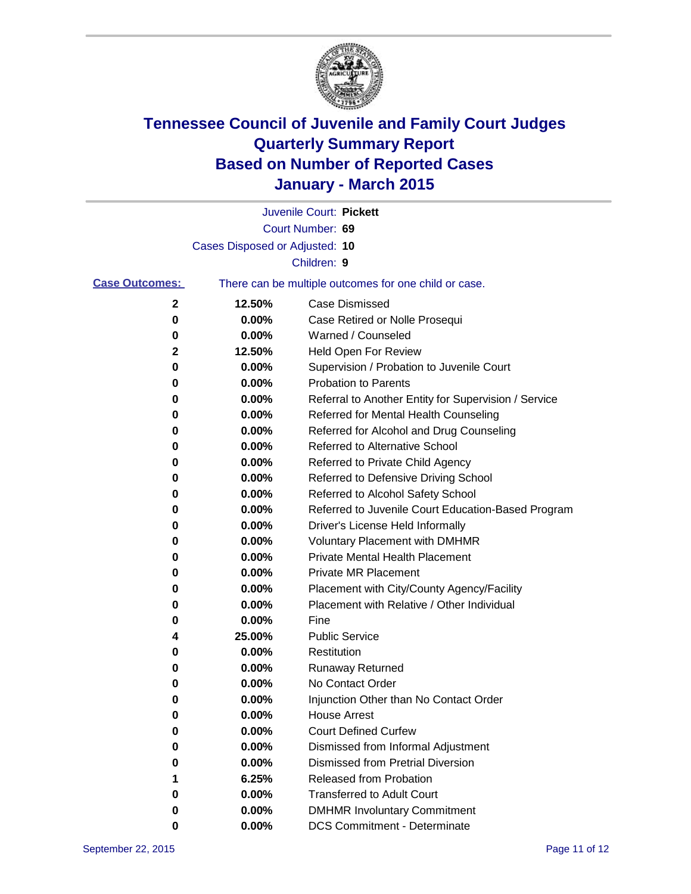# Tennessee Council of Juvenile and Family Court Judges
# Quarterly Summary Report
# Based on Number of Reported Cases
# January - March 2015

Juvenile Court: **Pickett**
Court Number: **69**
Cases Disposed or Adjusted: **10**
Children: **9**

**Case Outcomes:** There can be multiple outcomes for one child or case.

| Count | Percent | Outcome |
|---|---|---|
| 2 | 12.50% | Case Dismissed |
| 0 | 0.00% | Case Retired or Nolle Prosequi |
| 0 | 0.00% | Warned / Counseled |
| 2 | 12.50% | Held Open For Review |
| 0 | 0.00% | Supervision / Probation to Juvenile Court |
| 0 | 0.00% | Probation to Parents |
| 0 | 0.00% | Referral to Another Entity for Supervision / Service |
| 0 | 0.00% | Referred for Mental Health Counseling |
| 0 | 0.00% | Referred for Alcohol and Drug Counseling |
| 0 | 0.00% | Referred to Alternative School |
| 0 | 0.00% | Referred to Private Child Agency |
| 0 | 0.00% | Referred to Defensive Driving School |
| 0 | 0.00% | Referred to Alcohol Safety School |
| 0 | 0.00% | Referred to Juvenile Court Education-Based Program |
| 0 | 0.00% | Driver's License Held Informally |
| 0 | 0.00% | Voluntary Placement with DMHMR |
| 0 | 0.00% | Private Mental Health Placement |
| 0 | 0.00% | Private MR Placement |
| 0 | 0.00% | Placement with City/County Agency/Facility |
| 0 | 0.00% | Placement with Relative / Other Individual |
| 0 | 0.00% | Fine |
| 4 | 25.00% | Public Service |
| 0 | 0.00% | Restitution |
| 0 | 0.00% | Runaway Returned |
| 0 | 0.00% | No Contact Order |
| 0 | 0.00% | Injunction Other than No Contact Order |
| 0 | 0.00% | House Arrest |
| 0 | 0.00% | Court Defined Curfew |
| 0 | 0.00% | Dismissed from Informal Adjustment |
| 0 | 0.00% | Dismissed from Pretrial Diversion |
| 1 | 6.25% | Released from Probation |
| 0 | 0.00% | Transferred to Adult Court |
| 0 | 0.00% | DMHMR Involuntary Commitment |
| 0 | 0.00% | DCS Commitment - Determinate |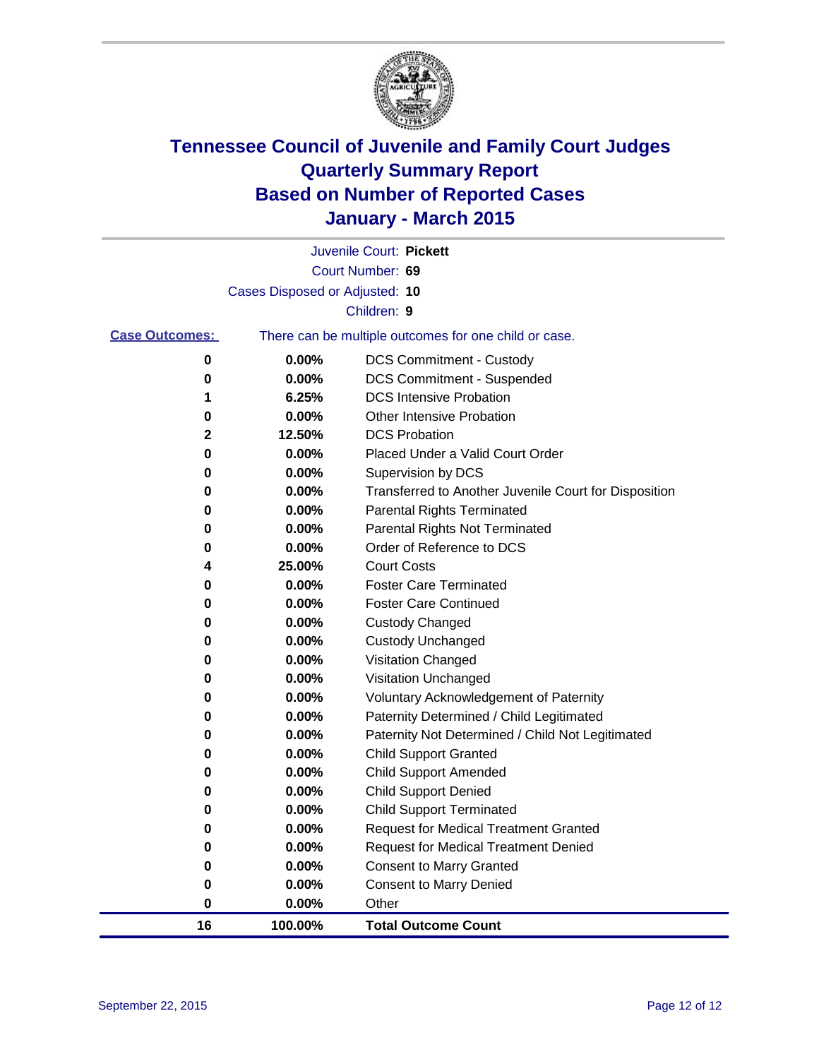# Tennessee Council of Juvenile and Family Court Judges
# Quarterly Summary Report
# Based on Number of Reported Cases
# January - March 2015

Juvenile Court: **Pickett**

Court Number: **69**

Cases Disposed or Adjusted: **10**

Children: **9**

**Case Outcomes:** There can be multiple outcomes for one child or case.

| | | |
|---|---|---|
| 0 | 0.00% | DCS Commitment - Custody |
| 0 | 0.00% | DCS Commitment - Suspended |
| 1 | 6.25% | DCS Intensive Probation |
| 0 | 0.00% | Other Intensive Probation |
| 2 | 12.50% | DCS Probation |
| 0 | 0.00% | Placed Under a Valid Court Order |
| 0 | 0.00% | Supervision by DCS |
| 0 | 0.00% | Transferred to Another Juvenile Court for Disposition |
| 0 | 0.00% | Parental Rights Terminated |
| 0 | 0.00% | Parental Rights Not Terminated |
| 0 | 0.00% | Order of Reference to DCS |
| 4 | 25.00% | Court Costs |
| 0 | 0.00% | Foster Care Terminated |
| 0 | 0.00% | Foster Care Continued |
| 0 | 0.00% | Custody Changed |
| 0 | 0.00% | Custody Unchanged |
| 0 | 0.00% | Visitation Changed |
| 0 | 0.00% | Visitation Unchanged |
| 0 | 0.00% | Voluntary Acknowledgement of Paternity |
| 0 | 0.00% | Paternity Determined / Child Legitimated |
| 0 | 0.00% | Paternity Not Determined / Child Not Legitimated |
| 0 | 0.00% | Child Support Granted |
| 0 | 0.00% | Child Support Amended |
| 0 | 0.00% | Child Support Denied |
| 0 | 0.00% | Child Support Terminated |
| 0 | 0.00% | Request for Medical Treatment Granted |
| 0 | 0.00% | Request for Medical Treatment Denied |
| 0 | 0.00% | Consent to Marry Granted |
| 0 | 0.00% | Consent to Marry Denied |
| 0 | 0.00% | Other |
| **16** | **100.00%** | **Total Outcome Count** |

September 22, 2015